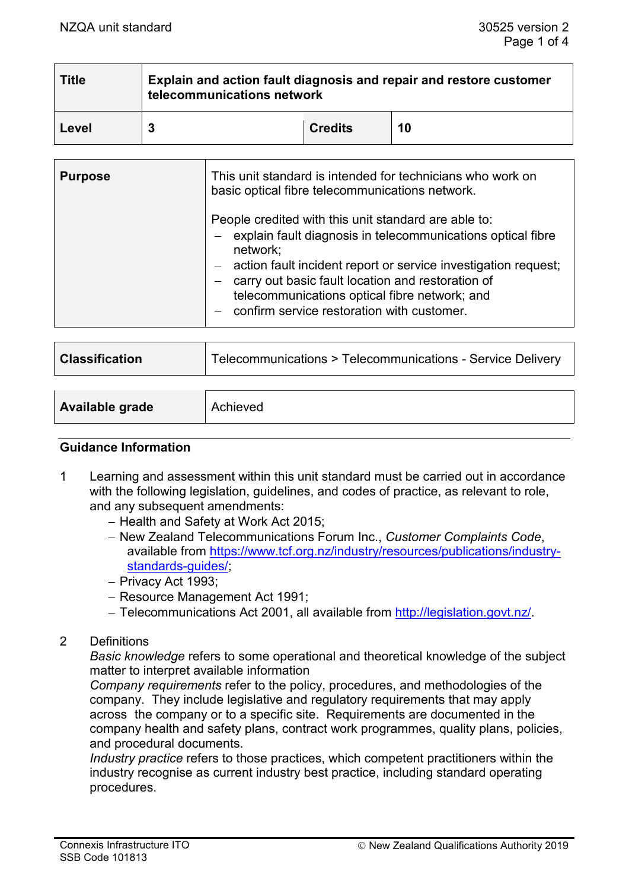| Title | Explain and action fault diagnosis and repair and restore customer telecommunications network | | |
|---|---|---|---|
| Level | 3 | Credits | 10 |

| Purpose | This unit standard is intended for technicians who work on basic optical fibre telecommunications network.<br><br>People credited with this unit standard are able to:<br>– explain fault diagnosis in telecommunications optical fibre network;<br>– action fault incident report or service investigation request;<br>– carry out basic fault location and restoration of telecommunications optical fibre network; and<br>– confirm service restoration with customer. |
|---|---|

| Classification | Telecommunications > Telecommunications - Service Delivery |
|---|---|

| Available grade | Achieved |
|---|---|

## Guidance Information

1. Learning and assessment within this unit standard must be carried out in accordance with the following legislation, guidelines, and codes of practice, as relevant to role, and any subsequent amendments:
   - Health and Safety at Work Act 2015;
   - New Zealand Telecommunications Forum Inc., *Customer Complaints Code*, available from https://www.tcf.org.nz/industry/resources/publications/industry-standards-guides/;
   - Privacy Act 1993;
   - Resource Management Act 1991;
   - Telecommunications Act 2001, all available from http://legislation.govt.nz/.

2. Definitions

   *Basic knowledge* refers to some operational and theoretical knowledge of the subject matter to interpret available information

   *Company requirements* refer to the policy, procedures, and methodologies of the company. They include legislative and regulatory requirements that may apply across the company or to a specific site. Requirements are documented in the company health and safety plans, contract work programmes, quality plans, policies, and procedural documents.

   *Industry practice* refers to those practices, which competent practitioners within the industry recognise as current industry best practice, including standard operating procedures.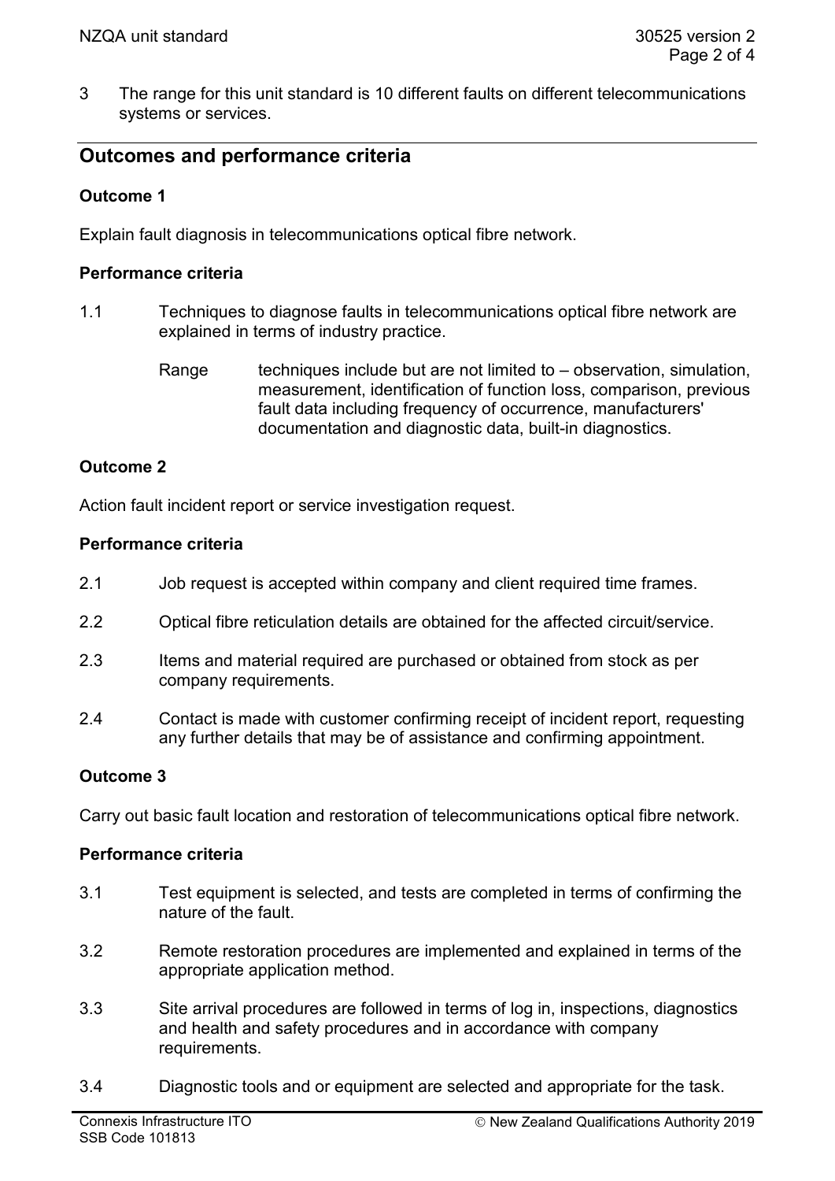3 The range for this unit standard is 10 different faults on different telecommunications systems or services.

## Outcomes and performance criteria

### Outcome 1

Explain fault diagnosis in telecommunications optical fibre network.

### Performance criteria

1.1 Techniques to diagnose faults in telecommunications optical fibre network are explained in terms of industry practice.

Range techniques include but are not limited to – observation, simulation, measurement, identification of function loss, comparison, previous fault data including frequency of occurrence, manufacturers' documentation and diagnostic data, built-in diagnostics.

### Outcome 2

Action fault incident report or service investigation request.

### Performance criteria

2.1 Job request is accepted within company and client required time frames.

2.2 Optical fibre reticulation details are obtained for the affected circuit/service.

2.3 Items and material required are purchased or obtained from stock as per company requirements.

2.4 Contact is made with customer confirming receipt of incident report, requesting any further details that may be of assistance and confirming appointment.

### Outcome 3

Carry out basic fault location and restoration of telecommunications optical fibre network.

### Performance criteria

3.1 Test equipment is selected, and tests are completed in terms of confirming the nature of the fault.

3.2 Remote restoration procedures are implemented and explained in terms of the appropriate application method.

3.3 Site arrival procedures are followed in terms of log in, inspections, diagnostics and health and safety procedures and in accordance with company requirements.

3.4 Diagnostic tools and or equipment are selected and appropriate for the task.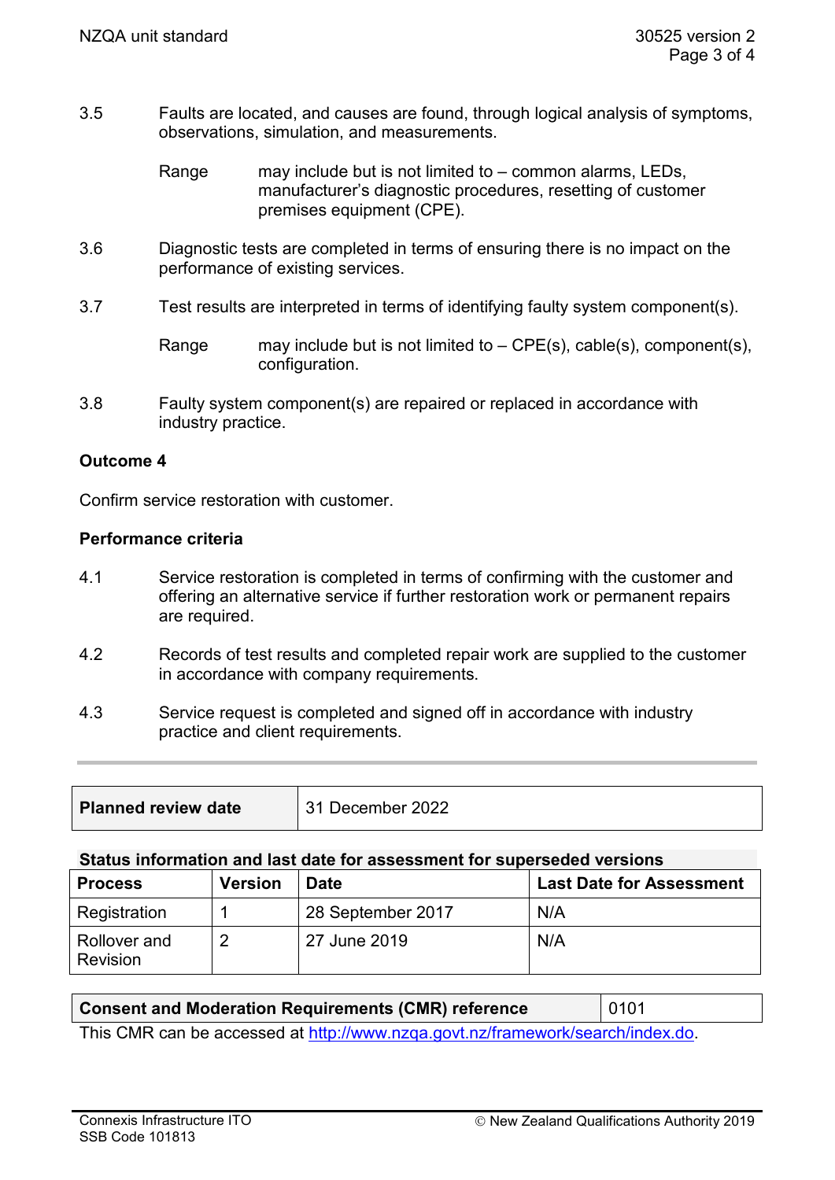3.5 Faults are located, and causes are found, through logical analysis of symptoms, observations, simulation, and measurements.

Range may include but is not limited to – common alarms, LEDs, manufacturer's diagnostic procedures, resetting of customer premises equipment (CPE).

3.6 Diagnostic tests are completed in terms of ensuring there is no impact on the performance of existing services.

3.7 Test results are interpreted in terms of identifying faulty system component(s).

Range may include but is not limited to – CPE(s), cable(s), component(s), configuration.

3.8 Faulty system component(s) are repaired or replaced in accordance with industry practice.

**Outcome 4**

Confirm service restoration with customer.

**Performance criteria**

4.1 Service restoration is completed in terms of confirming with the customer and offering an alternative service if further restoration work or permanent repairs are required.

4.2 Records of test results and completed repair work are supplied to the customer in accordance with company requirements.

4.3 Service request is completed and signed off in accordance with industry practice and client requirements.

---

| **Planned review date** | 31 December 2022 |
|---|---|

**Status information and last date for assessment for superseded versions**

| Process | Version | Date | Last Date for Assessment |
|---|---|---|---|
| Registration | 1 | 28 September 2017 | N/A |
| Rollover and Revision | 2 | 27 June 2019 | N/A |

| **Consent and Moderation Requirements (CMR) reference** | 0101 |
|---|---|

This CMR can be accessed at http://www.nzqa.govt.nz/framework/search/index.do.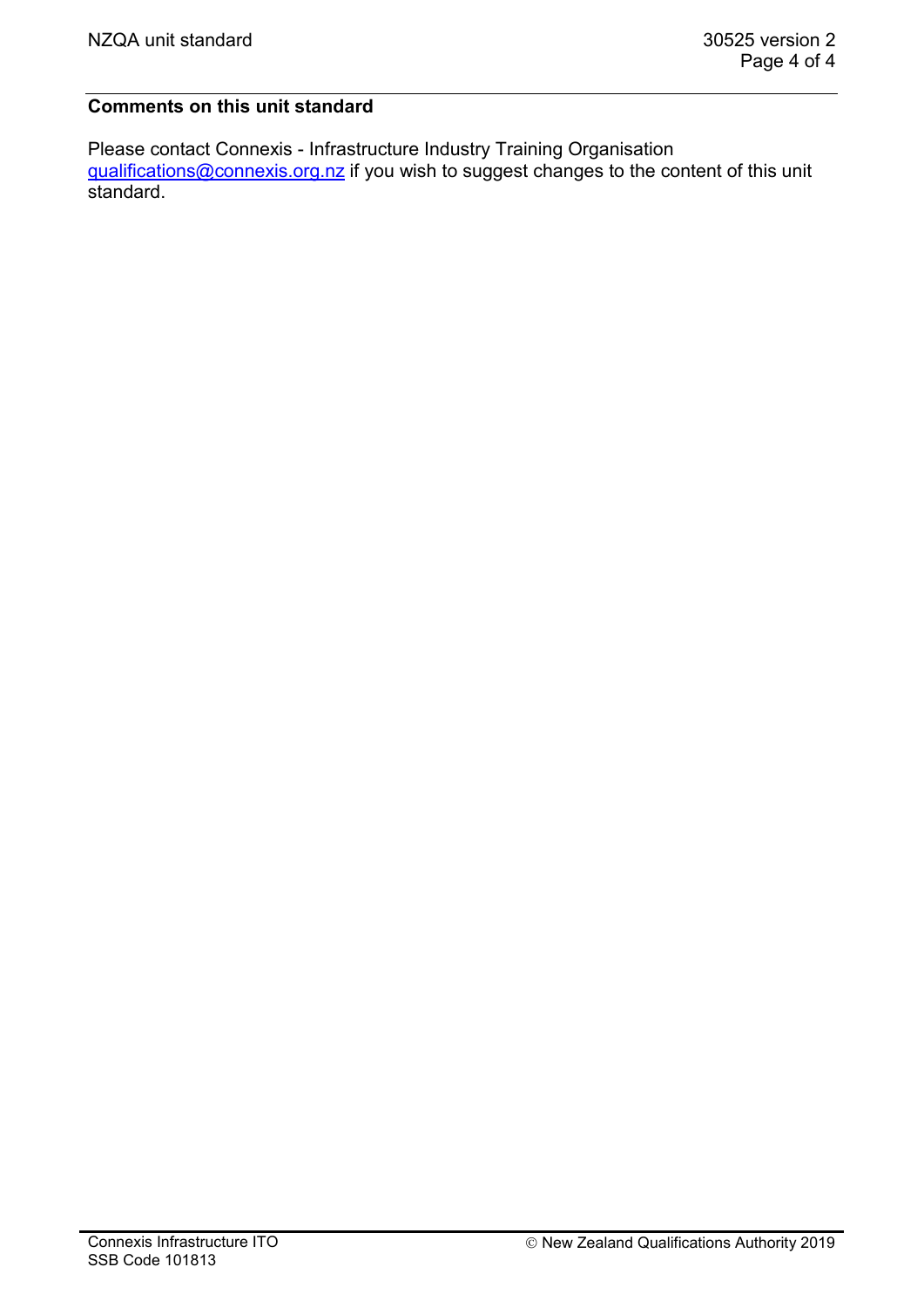**Comments on this unit standard**

Please contact Connexis - Infrastructure Industry Training Organisation qualifications@connexis.org.nz if you wish to suggest changes to the content of this unit standard.